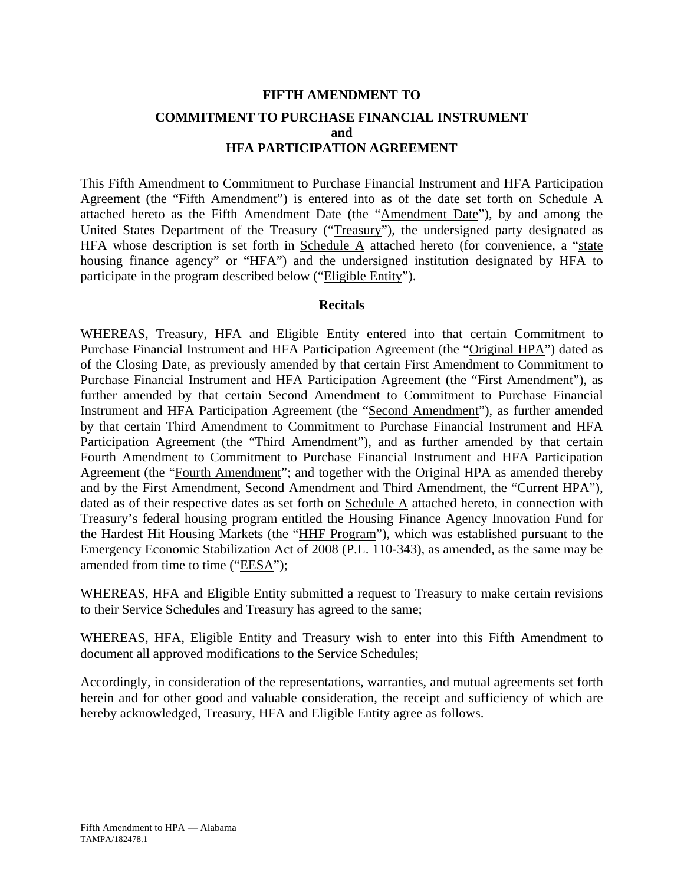# FIFTH AMENDMENT TO

## COMMITMENT TO PURCHASE FINANCIAL INSTRUMENT and HFA PARTICIPATION AGREEMENT

This Fifth Amendment to Commitment to Purchase Financial Instrument and HFA Participation Agreement (the "Fifth Amendment") is entered into as of the date set forth on Schedule A attached hereto as the Fifth Amendment Date (the "Amendment Date"), by and among the United States Department of the Treasury ("Treasury"), the undersigned party designated as HFA whose description is set forth in Schedule A attached hereto (for convenience, a "state housing finance agency" or "HFA") and the undersigned institution designated by HFA to participate in the program described below ("Eligible Entity").

### Recitals

WHEREAS, Treasury, HFA and Eligible Entity entered into that certain Commitment to Purchase Financial Instrument and HFA Participation Agreement (the "Original HPA") dated as of the Closing Date, as previously amended by that certain First Amendment to Commitment to Purchase Financial Instrument and HFA Participation Agreement (the "First Amendment"), as further amended by that certain Second Amendment to Commitment to Purchase Financial Instrument and HFA Participation Agreement (the "Second Amendment"), as further amended by that certain Third Amendment to Commitment to Purchase Financial Instrument and HFA Participation Agreement (the "Third Amendment"), and as further amended by that certain Fourth Amendment to Commitment to Purchase Financial Instrument and HFA Participation Agreement (the "Fourth Amendment"; and together with the Original HPA as amended thereby and by the First Amendment, Second Amendment and Third Amendment, the "Current HPA"), dated as of their respective dates as set forth on Schedule A attached hereto, in connection with Treasury's federal housing program entitled the Housing Finance Agency Innovation Fund for the Hardest Hit Housing Markets (the "HHF Program"), which was established pursuant to the Emergency Economic Stabilization Act of 2008 (P.L. 110-343), as amended, as the same may be amended from time to time ("EESA");

WHEREAS, HFA and Eligible Entity submitted a request to Treasury to make certain revisions to their Service Schedules and Treasury has agreed to the same;

WHEREAS, HFA, Eligible Entity and Treasury wish to enter into this Fifth Amendment to document all approved modifications to the Service Schedules;

Accordingly, in consideration of the representations, warranties, and mutual agreements set forth herein and for other good and valuable consideration, the receipt and sufficiency of which are hereby acknowledged, Treasury, HFA and Eligible Entity agree as follows.

Fifth Amendment to HPA — Alabama
TAMPA/182478.1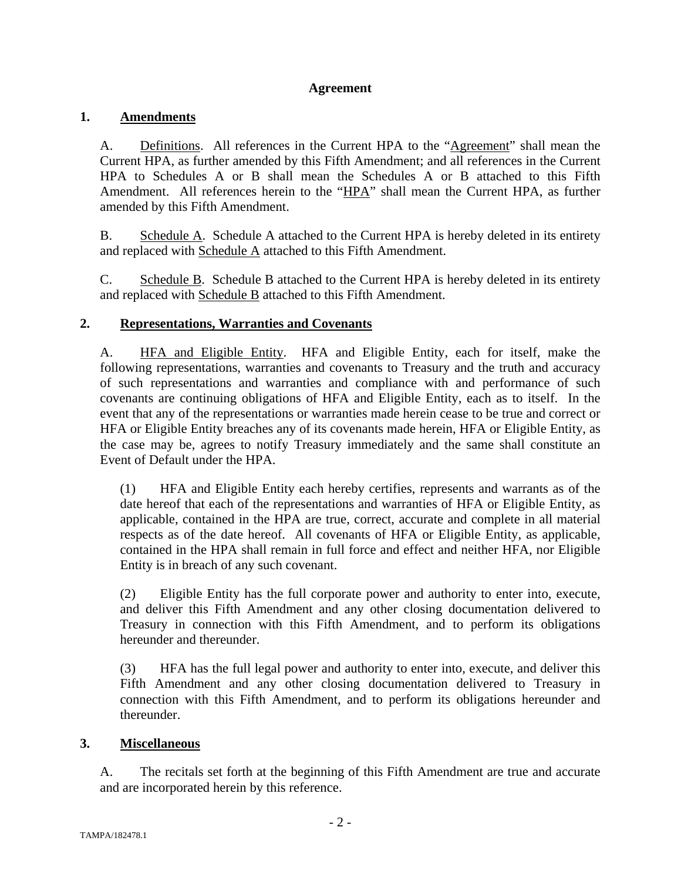## Agreement

**1. Amendments**

A. Definitions. All references in the Current HPA to the "Agreement" shall mean the Current HPA, as further amended by this Fifth Amendment; and all references in the Current HPA to Schedules A or B shall mean the Schedules A or B attached to this Fifth Amendment. All references herein to the "HPA" shall mean the Current HPA, as further amended by this Fifth Amendment.

B. Schedule A. Schedule A attached to the Current HPA is hereby deleted in its entirety and replaced with Schedule A attached to this Fifth Amendment.

C. Schedule B. Schedule B attached to the Current HPA is hereby deleted in its entirety and replaced with Schedule B attached to this Fifth Amendment.

**2. Representations, Warranties and Covenants**

A. HFA and Eligible Entity. HFA and Eligible Entity, each for itself, make the following representations, warranties and covenants to Treasury and the truth and accuracy of such representations and warranties and compliance with and performance of such covenants are continuing obligations of HFA and Eligible Entity, each as to itself. In the event that any of the representations or warranties made herein cease to be true and correct or HFA or Eligible Entity breaches any of its covenants made herein, HFA or Eligible Entity, as the case may be, agrees to notify Treasury immediately and the same shall constitute an Event of Default under the HPA.

(1) HFA and Eligible Entity each hereby certifies, represents and warrants as of the date hereof that each of the representations and warranties of HFA or Eligible Entity, as applicable, contained in the HPA are true, correct, accurate and complete in all material respects as of the date hereof. All covenants of HFA or Eligible Entity, as applicable, contained in the HPA shall remain in full force and effect and neither HFA, nor Eligible Entity is in breach of any such covenant.

(2) Eligible Entity has the full corporate power and authority to enter into, execute, and deliver this Fifth Amendment and any other closing documentation delivered to Treasury in connection with this Fifth Amendment, and to perform its obligations hereunder and thereunder.

(3) HFA has the full legal power and authority to enter into, execute, and deliver this Fifth Amendment and any other closing documentation delivered to Treasury in connection with this Fifth Amendment, and to perform its obligations hereunder and thereunder.

**3. Miscellaneous**

A. The recitals set forth at the beginning of this Fifth Amendment are true and accurate and are incorporated herein by this reference.

TAMPA/182478.1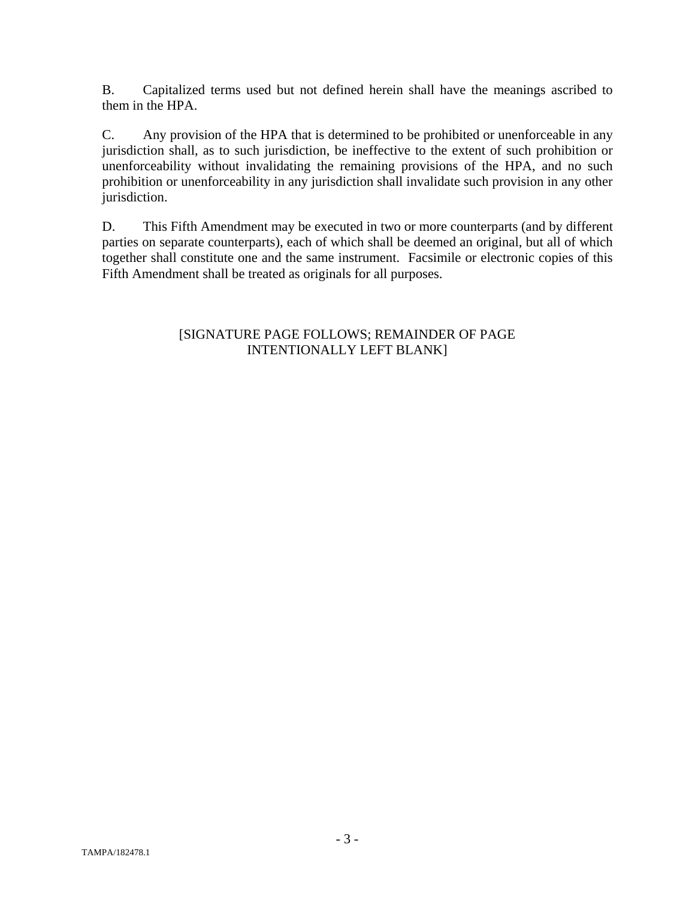B. Capitalized terms used but not defined herein shall have the meanings ascribed to them in the HPA.

C. Any provision of the HPA that is determined to be prohibited or unenforceable in any jurisdiction shall, as to such jurisdiction, be ineffective to the extent of such prohibition or unenforceability without invalidating the remaining provisions of the HPA, and no such prohibition or unenforceability in any jurisdiction shall invalidate such provision in any other jurisdiction.

D. This Fifth Amendment may be executed in two or more counterparts (and by different parties on separate counterparts), each of which shall be deemed an original, but all of which together shall constitute one and the same instrument. Facsimile or electronic copies of this Fifth Amendment shall be treated as originals for all purposes.

[SIGNATURE PAGE FOLLOWS; REMAINDER OF PAGE INTENTIONALLY LEFT BLANK]

TAMPA/182478.1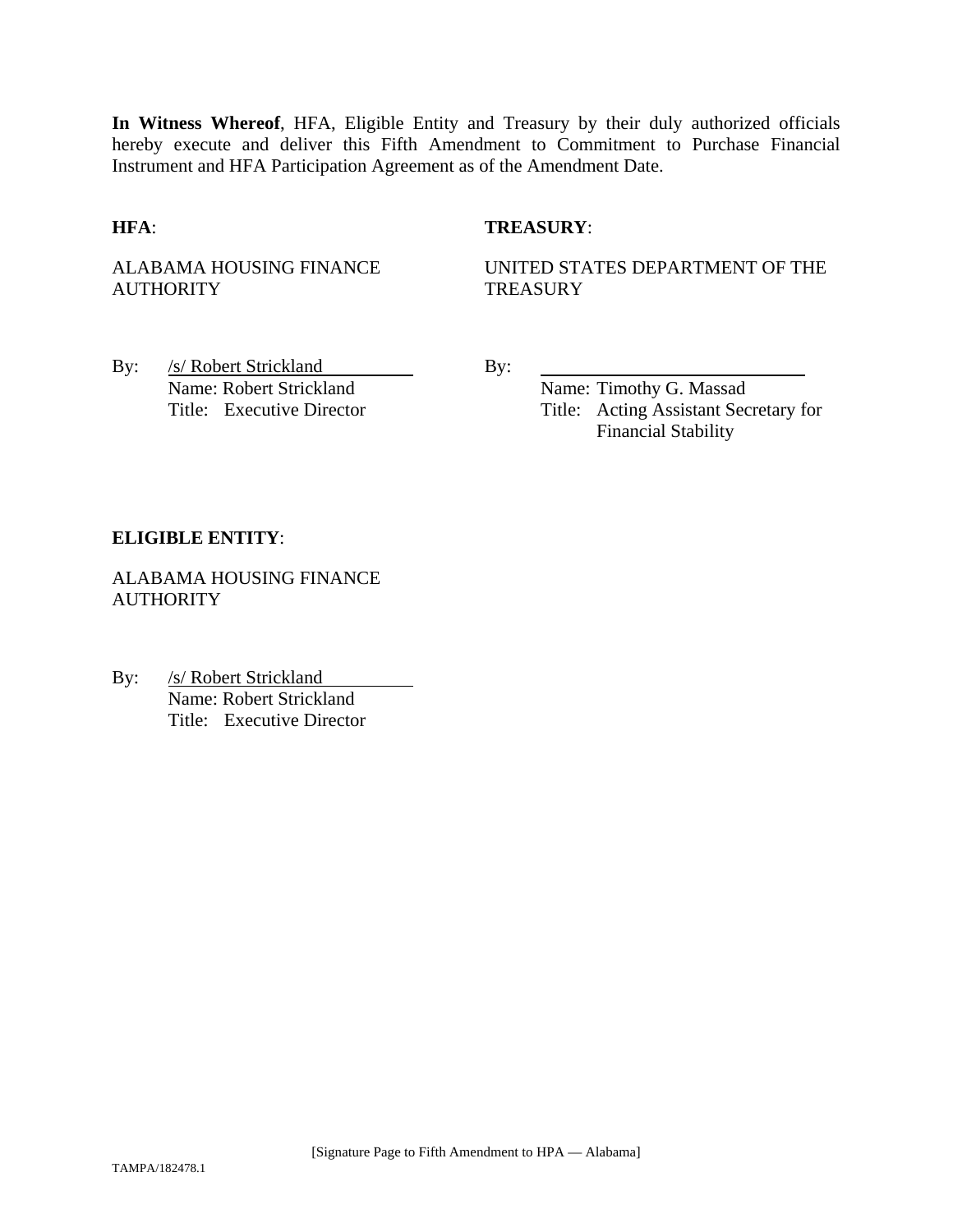**In Witness Whereof**, HFA, Eligible Entity and Treasury by their duly authorized officials hereby execute and deliver this Fifth Amendment to Commitment to Purchase Financial Instrument and HFA Participation Agreement as of the Amendment Date.

**HFA**:

ALABAMA HOUSING FINANCE AUTHORITY

By: /s/ Robert Strickland
Name: Robert Strickland
Title: Executive Director

**TREASURY**:

UNITED STATES DEPARTMENT OF THE TREASURY

By: ____________________
Name: Timothy G. Massad
Title: Acting Assistant Secretary for Financial Stability

**ELIGIBLE ENTITY**:

ALABAMA HOUSING FINANCE AUTHORITY

By: /s/ Robert Strickland
Name: Robert Strickland
Title: Executive Director

[Signature Page to Fifth Amendment to HPA — Alabama]

TAMPA/182478.1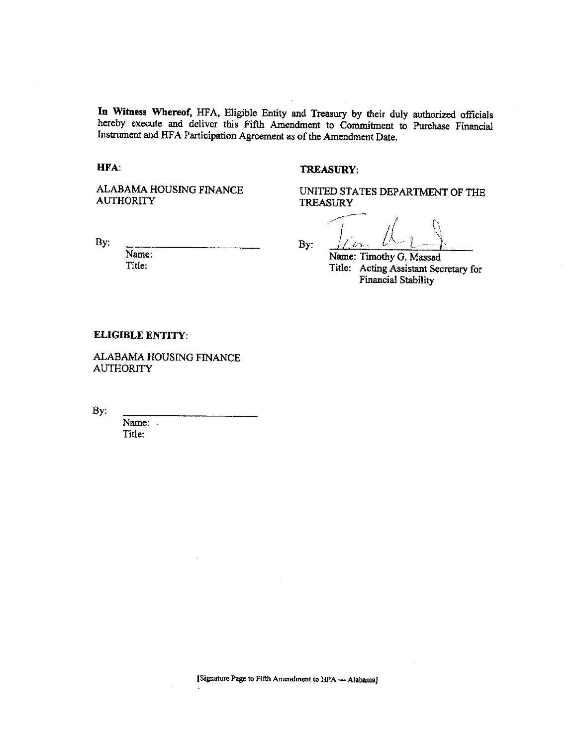**In Witness Whereof,** HFA, Eligible Entity and Treasury by their duly authorized officials hereby execute and deliver this Fifth Amendment to Commitment to Purchase Financial Instrument and HFA Participation Agreement as of the Amendment Date.

**HFA**:

ALABAMA HOUSING FINANCE AUTHORITY

By: ______________________
Name:
Title:

**TREASURY**:

UNITED STATES DEPARTMENT OF THE TREASURY

By: ______________________
Name: Timothy G. Massad
Title: Acting Assistant Secretary for Financial Stability

**ELIGIBLE ENTITY**:

ALABAMA HOUSING FINANCE AUTHORITY

By: ______________________
Name:
Title:

[Signature Page to Fifth Amendment to HPA — Alabama]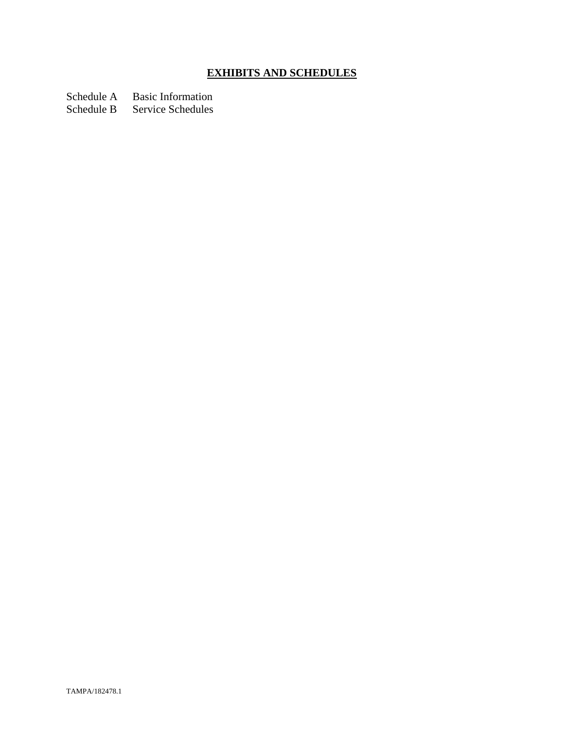# **EXHIBITS AND SCHEDULES**

Schedule A  Basic Information
Schedule B  Service Schedules

TAMPA/182478.1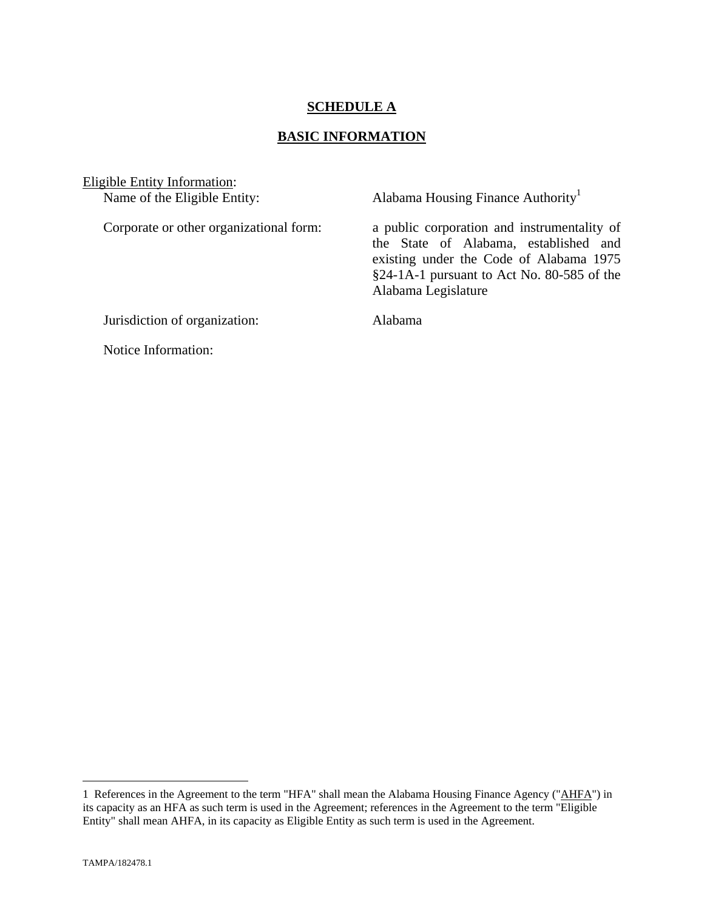**SCHEDULE A**

**BASIC INFORMATION**

Eligible Entity Information:

| | |
|---|---|
| Name of the Eligible Entity: | Alabama Housing Finance Authority[1] |
| Corporate or other organizational form: | a public corporation and instrumentality of the State of Alabama, established and existing under the Code of Alabama 1975 §24-1A-1 pursuant to Act No. 80-585 of the Alabama Legislature |
| Jurisdiction of organization: | Alabama |
| Notice Information: | |

---

1 References in the Agreement to the term "HFA" shall mean the Alabama Housing Finance Agency ("AHFA") in its capacity as an HFA as such term is used in the Agreement; references in the Agreement to the term "Eligible Entity" shall mean AHFA, in its capacity as Eligible Entity as such term is used in the Agreement.

TAMPA/182478.1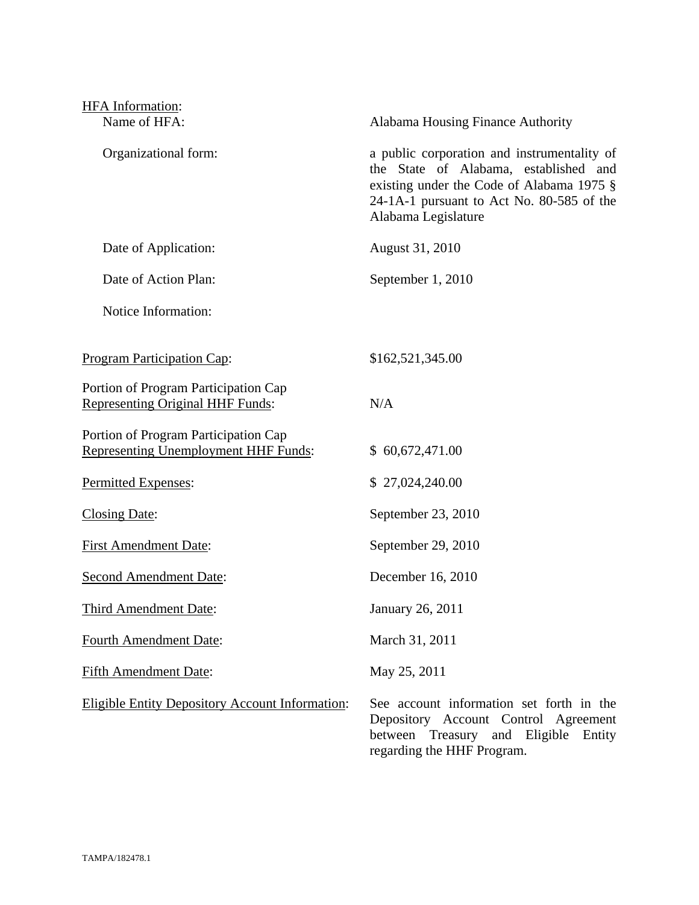HFA Information:

| | |
|---|---|
| Name of HFA: | Alabama Housing Finance Authority |
| Organizational form: | a public corporation and instrumentality of the State of Alabama, established and existing under the Code of Alabama 1975 § 24-1A-1 pursuant to Act No. 80-585 of the Alabama Legislature |
| Date of Application: | August 31, 2010 |
| Date of Action Plan: | September 1, 2010 |
| Notice Information: | |

| | |
|---|---|
| Program Participation Cap: | $162,521,345.00 |
| Portion of Program Participation Cap Representing Original HHF Funds: | N/A |
| Portion of Program Participation Cap Representing Unemployment HHF Funds: | $ 60,672,471.00 |
| Permitted Expenses: | $ 27,024,240.00 |
| Closing Date: | September 23, 2010 |
| First Amendment Date: | September 29, 2010 |
| Second Amendment Date: | December 16, 2010 |
| Third Amendment Date: | January 26, 2011 |
| Fourth Amendment Date: | March 31, 2011 |
| Fifth Amendment Date: | May 25, 2011 |
| Eligible Entity Depository Account Information: | See account information set forth in the Depository Account Control Agreement between Treasury and Eligible Entity regarding the HHF Program. |

TAMPA/182478.1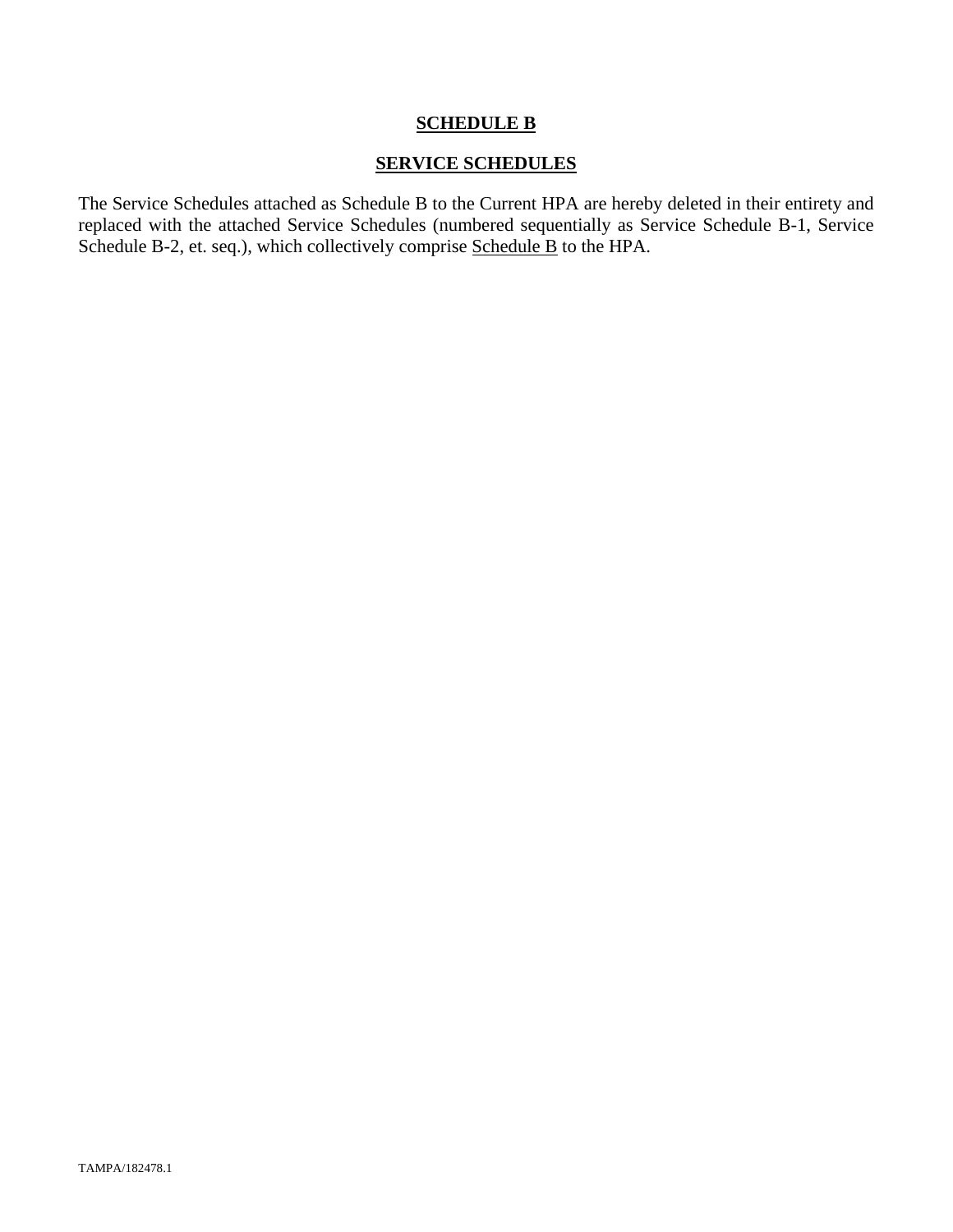# SCHEDULE B

## SERVICE SCHEDULES

The Service Schedules attached as Schedule B to the Current HPA are hereby deleted in their entirety and replaced with the attached Service Schedules (numbered sequentially as Service Schedule B-1, Service Schedule B-2, et. seq.), which collectively comprise Schedule B to the HPA.

TAMPA/182478.1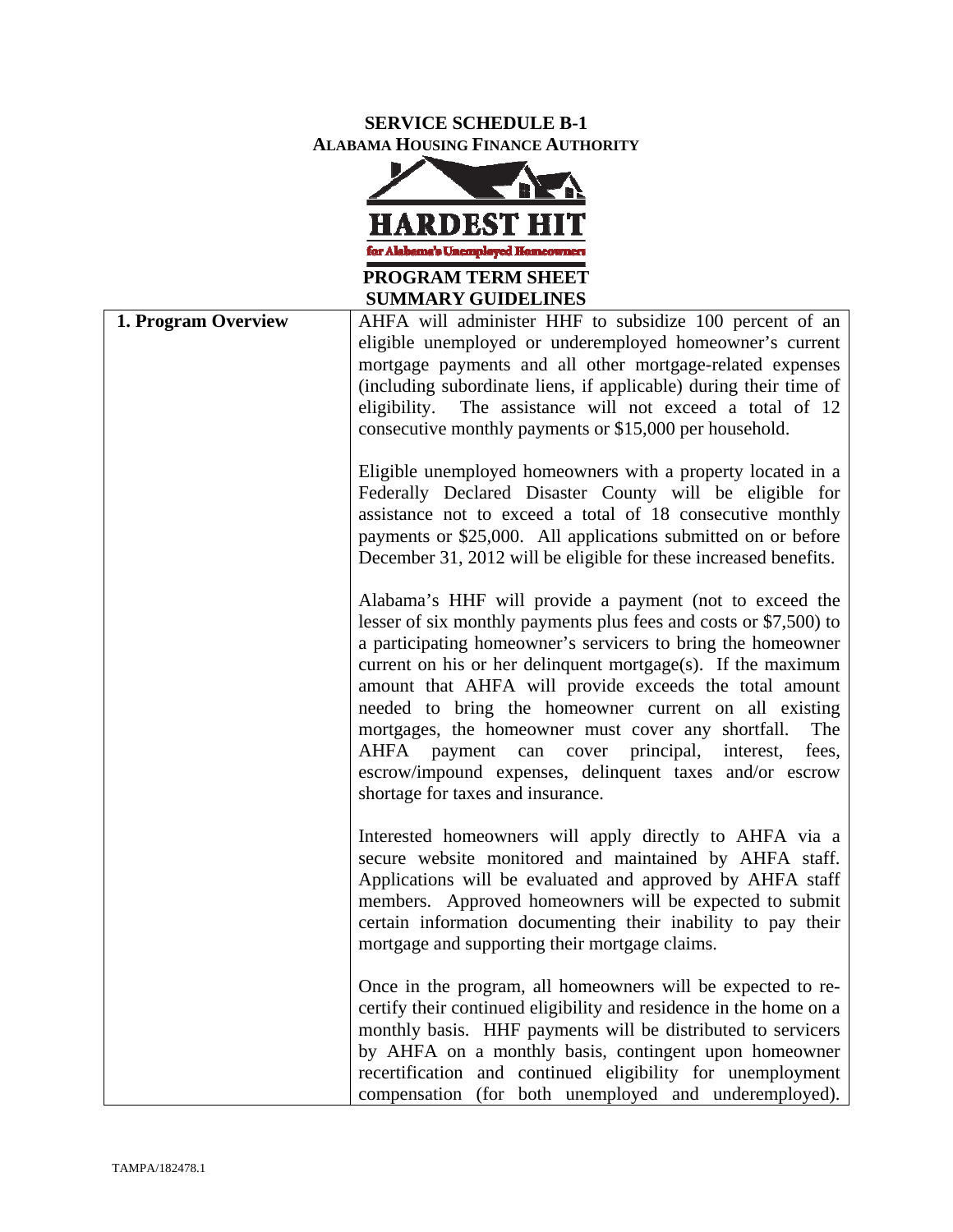**SERVICE SCHEDULE B-1**
**ALABAMA HOUSING FINANCE AUTHORITY**

**HARDEST HIT**
for Alabama's Unemployed Homeowners

**PROGRAM TERM SHEET**
**SUMMARY GUIDELINES**

| | |
|---|---|
| **1. Program Overview** | AHFA will administer HHF to subsidize 100 percent of an eligible unemployed or underemployed homeowner's current mortgage payments and all other mortgage-related expenses (including subordinate liens, if applicable) during their time of eligibility. The assistance will not exceed a total of 12 consecutive monthly payments or $15,000 per household.<br><br>Eligible unemployed homeowners with a property located in a Federally Declared Disaster County will be eligible for assistance not to exceed a total of 18 consecutive monthly payments or $25,000. All applications submitted on or before December 31, 2012 will be eligible for these increased benefits.<br><br>Alabama's HHF will provide a payment (not to exceed the lesser of six monthly payments plus fees and costs or $7,500) to a participating homeowner's servicers to bring the homeowner current on his or her delinquent mortgage(s). If the maximum amount that AHFA will provide exceeds the total amount needed to bring the homeowner current on all existing mortgages, the homeowner must cover any shortfall. The AHFA payment can cover principal, interest, fees, escrow/impound expenses, delinquent taxes and/or escrow shortage for taxes and insurance.<br><br>Interested homeowners will apply directly to AHFA via a secure website monitored and maintained by AHFA staff. Applications will be evaluated and approved by AHFA staff members. Approved homeowners will be expected to submit certain information documenting their inability to pay their mortgage and supporting their mortgage claims.<br><br>Once in the program, all homeowners will be expected to re-certify their continued eligibility and residence in the home on a monthly basis. HHF payments will be distributed to servicers by AHFA on a monthly basis, contingent upon homeowner recertification and continued eligibility for unemployment compensation (for both unemployed and underemployed). |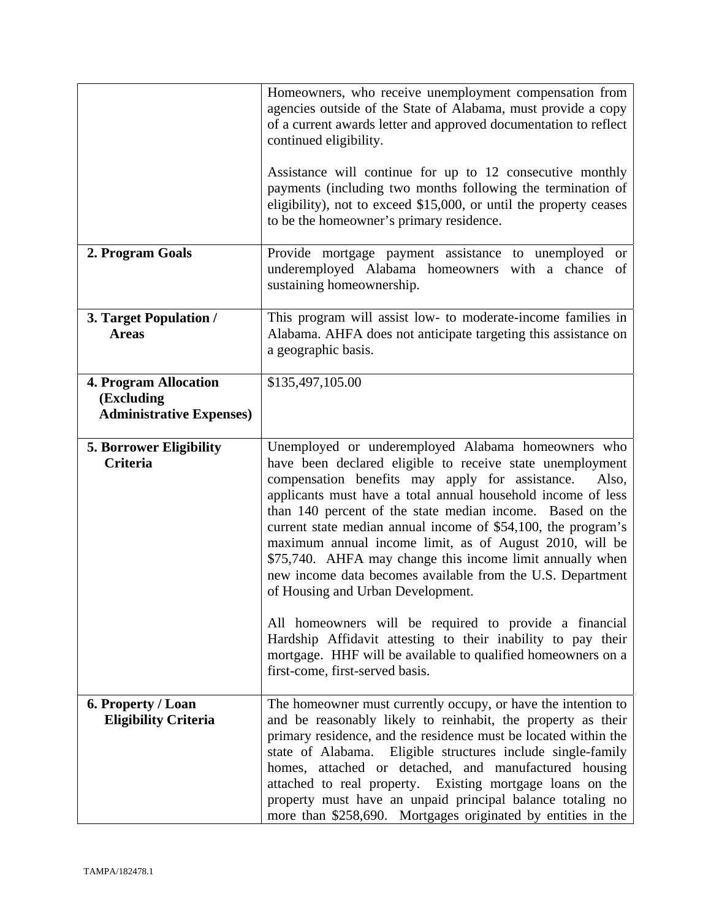| | |
|---|---|
| | Homeowners, who receive unemployment compensation from agencies outside of the State of Alabama, must provide a copy of a current awards letter and approved documentation to reflect continued eligibility.<br><br>Assistance will continue for up to 12 consecutive monthly payments (including two months following the termination of eligibility), not to exceed \$15,000, or until the property ceases to be the homeowner's primary residence. |
| **2. Program Goals** | Provide mortgage payment assistance to unemployed or underemployed Alabama homeowners with a chance of sustaining homeownership. |
| **3. Target Population / Areas** | This program will assist low- to moderate-income families in Alabama. AHFA does not anticipate targeting this assistance on a geographic basis. |
| **4. Program Allocation (Excluding Administrative Expenses)** | \$135,497,105.00 |
| **5. Borrower Eligibility Criteria** | Unemployed or underemployed Alabama homeowners who have been declared eligible to receive state unemployment compensation benefits may apply for assistance. Also, applicants must have a total annual household income of less than 140 percent of the state median income. Based on the current state median annual income of \$54,100, the program's maximum annual income limit, as of August 2010, will be \$75,740. AHFA may change this income limit annually when new income data becomes available from the U.S. Department of Housing and Urban Development.<br><br>All homeowners will be required to provide a financial Hardship Affidavit attesting to their inability to pay their mortgage. HHF will be available to qualified homeowners on a first-come, first-served basis. |
| **6. Property / Loan Eligibility Criteria** | The homeowner must currently occupy, or have the intention to and be reasonably likely to reinhabit, the property as their primary residence, and the residence must be located within the state of Alabama. Eligible structures include single-family homes, attached or detached, and manufactured housing attached to real property. Existing mortgage loans on the property must have an unpaid principal balance totaling no more than \$258,690. Mortgages originated by entities in the |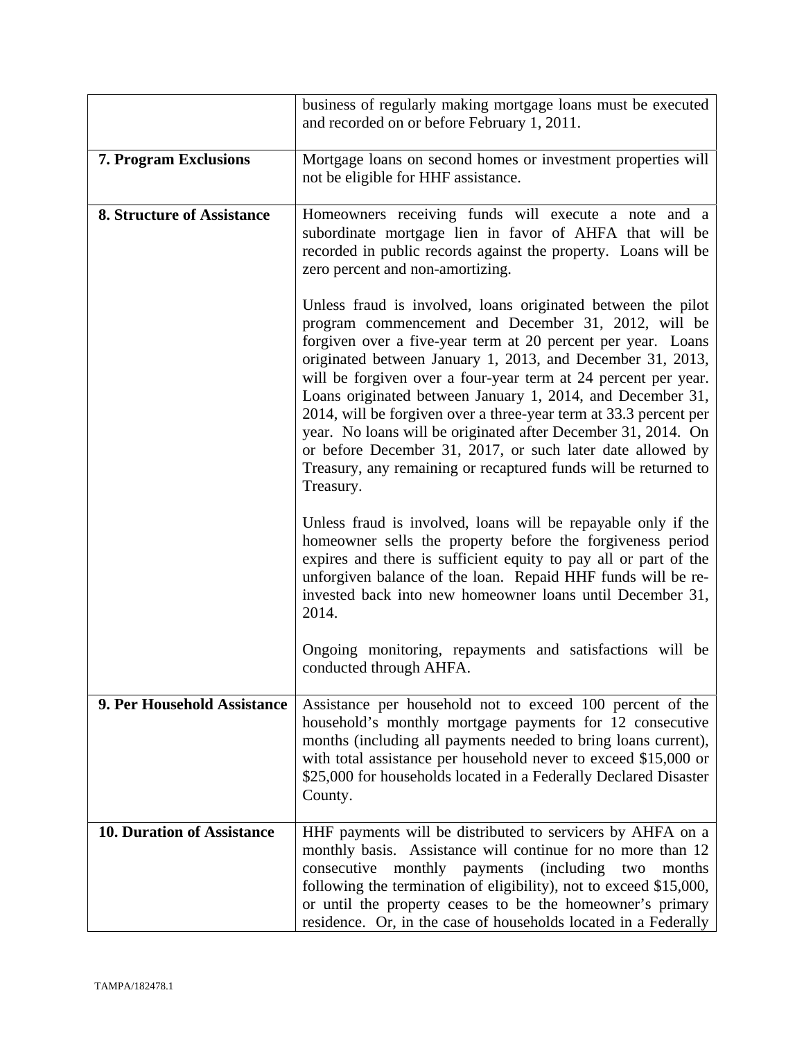| | |
|---|---|
| | business of regularly making mortgage loans must be executed and recorded on or before February 1, 2011. |
| **7. Program Exclusions** | Mortgage loans on second homes or investment properties will not be eligible for HHF assistance. |
| **8. Structure of Assistance** | Homeowners receiving funds will execute a note and a subordinate mortgage lien in favor of AHFA that will be recorded in public records against the property. Loans will be zero percent and non-amortizing.<br><br>Unless fraud is involved, loans originated between the pilot program commencement and December 31, 2012, will be forgiven over a five-year term at 20 percent per year. Loans originated between January 1, 2013, and December 31, 2013, will be forgiven over a four-year term at 24 percent per year. Loans originated between January 1, 2014, and December 31, 2014, will be forgiven over a three-year term at 33.3 percent per year. No loans will be originated after December 31, 2014. On or before December 31, 2017, or such later date allowed by Treasury, any remaining or recaptured funds will be returned to Treasury.<br><br>Unless fraud is involved, loans will be repayable only if the homeowner sells the property before the forgiveness period expires and there is sufficient equity to pay all or part of the unforgiven balance of the loan. Repaid HHF funds will be re-invested back into new homeowner loans until December 31, 2014.<br><br>Ongoing monitoring, repayments and satisfactions will be conducted through AHFA. |
| **9. Per Household Assistance** | Assistance per household not to exceed 100 percent of the household's monthly mortgage payments for 12 consecutive months (including all payments needed to bring loans current), with total assistance per household never to exceed \$15,000 or \$25,000 for households located in a Federally Declared Disaster County. |
| **10. Duration of Assistance** | HHF payments will be distributed to servicers by AHFA on a monthly basis. Assistance will continue for no more than 12 consecutive monthly payments (including two months following the termination of eligibility), not to exceed \$15,000, or until the property ceases to be the homeowner's primary residence. Or, in the case of households located in a Federally |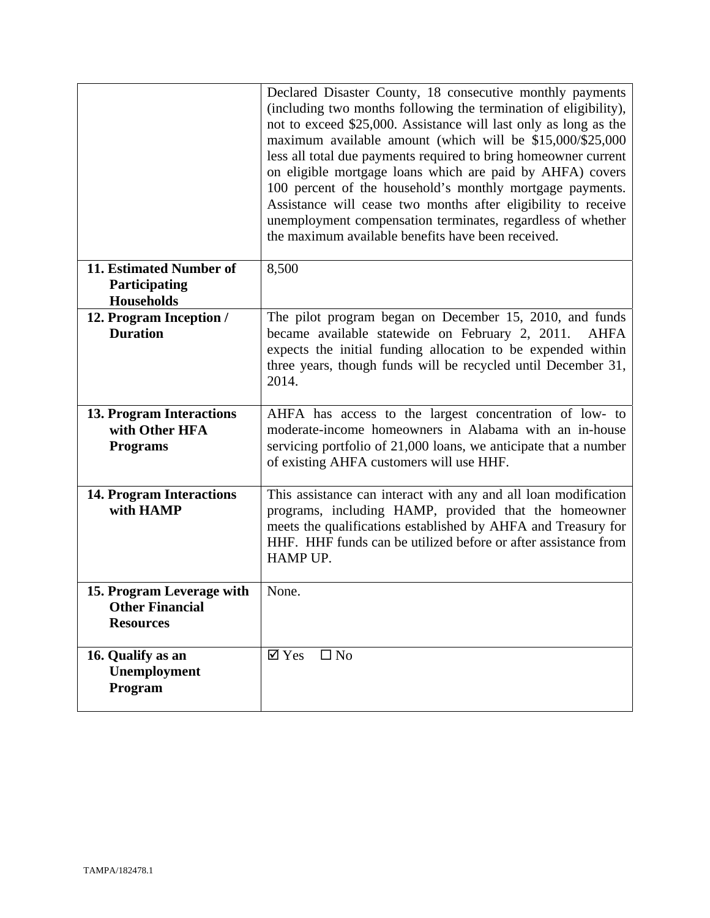| | |
|---|---|
| | Declared Disaster County, 18 consecutive monthly payments (including two months following the termination of eligibility), not to exceed $25,000. Assistance will last only as long as the maximum available amount (which will be $15,000/$25,000 less all total due payments required to bring homeowner current on eligible mortgage loans which are paid by AHFA) covers 100 percent of the household's monthly mortgage payments. Assistance will cease two months after eligibility to receive unemployment compensation terminates, regardless of whether the maximum available benefits have been received. |
| **11. Estimated Number of Participating Households** | 8,500 |
| **12. Program Inception / Duration** | The pilot program began on December 15, 2010, and funds became available statewide on February 2, 2011. AHFA expects the initial funding allocation to be expended within three years, though funds will be recycled until December 31, 2014. |
| **13. Program Interactions with Other HFA Programs** | AHFA has access to the largest concentration of low- to moderate-income homeowners in Alabama with an in-house servicing portfolio of 21,000 loans, we anticipate that a number of existing AHFA customers will use HHF. |
| **14. Program Interactions with HAMP** | This assistance can interact with any and all loan modification programs, including HAMP, provided that the homeowner meets the qualifications established by AHFA and Treasury for HHF. HHF funds can be utilized before or after assistance from HAMP UP. |
| **15. Program Leverage with Other Financial Resources** | None. |
| **16. Qualify as an Unemployment Program** | ☑ Yes ☐ No |

TAMPA/182478.1